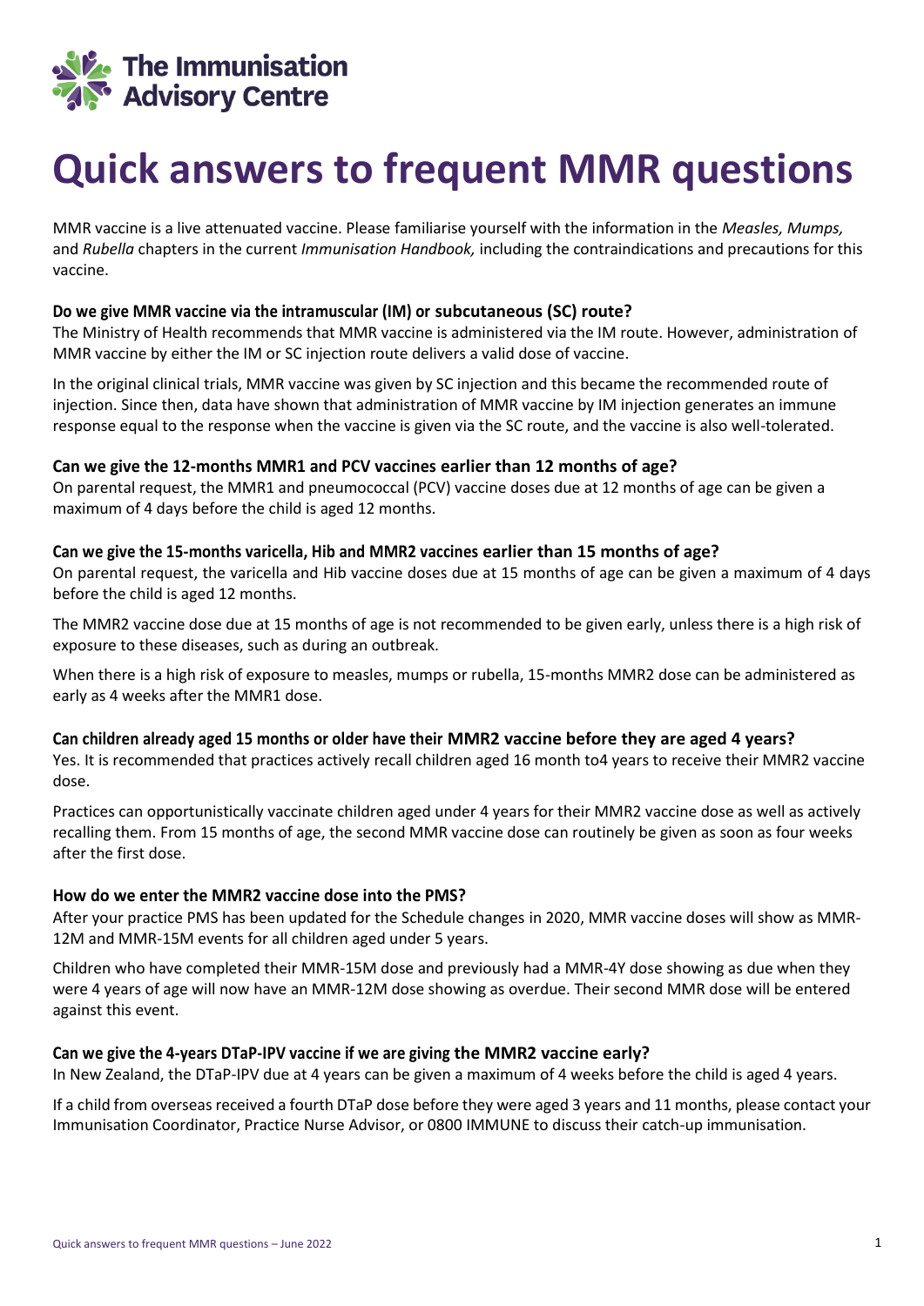The Immunisation Advisory Centre

# Quick answers to frequent MMR questions

MMR vaccine is a live attenuated vaccine. Please familiarise yourself with the information in the *Measles, Mumps,* and *Rubella* chapters in the current *Immunisation Handbook,* including the contraindications and precautions for this vaccine.

### Do we give MMR vaccine via the intramuscular (IM) or subcutaneous (SC) route?

The Ministry of Health recommends that MMR vaccine is administered via the IM route. However, administration of MMR vaccine by either the IM or SC injection route delivers a valid dose of vaccine.

In the original clinical trials, MMR vaccine was given by SC injection and this became the recommended route of injection. Since then, data have shown that administration of MMR vaccine by IM injection generates an immune response equal to the response when the vaccine is given via the SC route, and the vaccine is also well-tolerated.

### Can we give the 12-months MMR1 and PCV vaccines earlier than 12 months of age?

On parental request, the MMR1 and pneumococcal (PCV) vaccine doses due at 12 months of age can be given a maximum of 4 days before the child is aged 12 months.

### Can we give the 15-months varicella, Hib and MMR2 vaccines earlier than 15 months of age?

On parental request, the varicella and Hib vaccine doses due at 15 months of age can be given a maximum of 4 days before the child is aged 12 months.

The MMR2 vaccine dose due at 15 months of age is not recommended to be given early, unless there is a high risk of exposure to these diseases, such as during an outbreak.

When there is a high risk of exposure to measles, mumps or rubella, 15-months MMR2 dose can be administered as early as 4 weeks after the MMR1 dose.

### Can children already aged 15 months or older have their MMR2 vaccine before they are aged 4 years?

Yes. It is recommended that practices actively recall children aged 16 month to4 years to receive their MMR2 vaccine dose.

Practices can opportunistically vaccinate children aged under 4 years for their MMR2 vaccine dose as well as actively recalling them. From 15 months of age, the second MMR vaccine dose can routinely be given as soon as four weeks after the first dose.

### How do we enter the MMR2 vaccine dose into the PMS?

After your practice PMS has been updated for the Schedule changes in 2020, MMR vaccine doses will show as MMR-12M and MMR-15M events for all children aged under 5 years.

Children who have completed their MMR-15M dose and previously had a MMR-4Y dose showing as due when they were 4 years of age will now have an MMR-12M dose showing as overdue. Their second MMR dose will be entered against this event.

### Can we give the 4-years DTaP-IPV vaccine if we are giving the MMR2 vaccine early?

In New Zealand, the DTaP-IPV due at 4 years can be given a maximum of 4 weeks before the child is aged 4 years.

If a child from overseas received a fourth DTaP dose before they were aged 3 years and 11 months, please contact your Immunisation Coordinator, Practice Nurse Advisor, or 0800 IMMUNE to discuss their catch-up immunisation.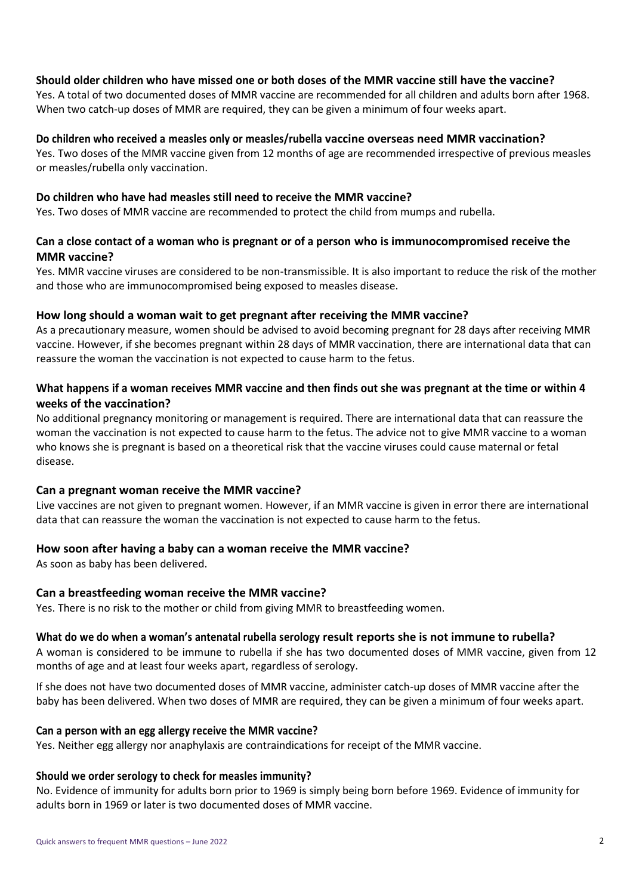### Should older children who have missed one or both doses of the MMR vaccine still have the vaccine?

Yes. A total of two documented doses of MMR vaccine are recommended for all children and adults born after 1968. When two catch-up doses of MMR are required, they can be given a minimum of four weeks apart.

### Do children who received a measles only or measles/rubella vaccine overseas need MMR vaccination?

Yes. Two doses of the MMR vaccine given from 12 months of age are recommended irrespective of previous measles or measles/rubella only vaccination.

### Do children who have had measles still need to receive the MMR vaccine?

Yes. Two doses of MMR vaccine are recommended to protect the child from mumps and rubella.

### Can a close contact of a woman who is pregnant or of a person who is immunocompromised receive the MMR vaccine?

Yes. MMR vaccine viruses are considered to be non-transmissible. It is also important to reduce the risk of the mother and those who are immunocompromised being exposed to measles disease.

### How long should a woman wait to get pregnant after receiving the MMR vaccine?

As a precautionary measure, women should be advised to avoid becoming pregnant for 28 days after receiving MMR vaccine. However, if she becomes pregnant within 28 days of MMR vaccination, there are international data that can reassure the woman the vaccination is not expected to cause harm to the fetus.

### What happens if a woman receives MMR vaccine and then finds out she was pregnant at the time or within 4 weeks of the vaccination?

No additional pregnancy monitoring or management is required. There are international data that can reassure the woman the vaccination is not expected to cause harm to the fetus. The advice not to give MMR vaccine to a woman who knows she is pregnant is based on a theoretical risk that the vaccine viruses could cause maternal or fetal disease.

### Can a pregnant woman receive the MMR vaccine?

Live vaccines are not given to pregnant women. However, if an MMR vaccine is given in error there are international data that can reassure the woman the vaccination is not expected to cause harm to the fetus.

### How soon after having a baby can a woman receive the MMR vaccine?

As soon as baby has been delivered.

### Can a breastfeeding woman receive the MMR vaccine?

Yes. There is no risk to the mother or child from giving MMR to breastfeeding women.

### What do we do when a woman's antenatal rubella serology result reports she is not immune to rubella?

A woman is considered to be immune to rubella if she has two documented doses of MMR vaccine, given from 12 months of age and at least four weeks apart, regardless of serology.

If she does not have two documented doses of MMR vaccine, administer catch-up doses of MMR vaccine after the baby has been delivered. When two doses of MMR are required, they can be given a minimum of four weeks apart.

### Can a person with an egg allergy receive the MMR vaccine?

Yes. Neither egg allergy nor anaphylaxis are contraindications for receipt of the MMR vaccine.

### Should we order serology to check for measles immunity?

No. Evidence of immunity for adults born prior to 1969 is simply being born before 1969. Evidence of immunity for adults born in 1969 or later is two documented doses of MMR vaccine.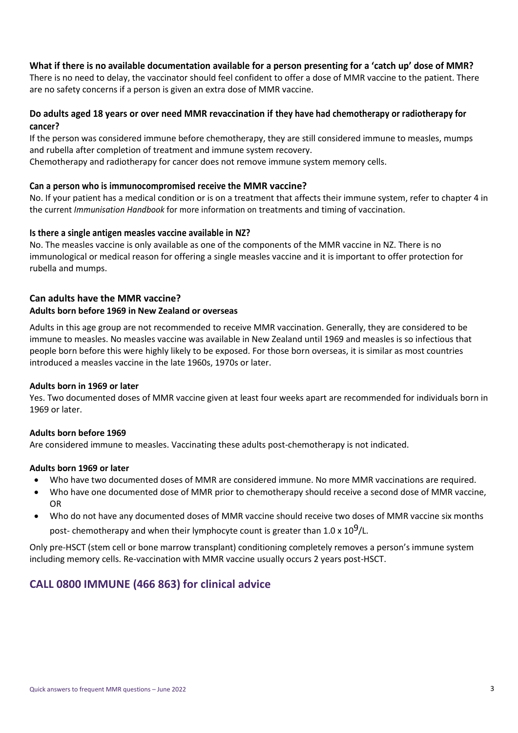### What if there is no available documentation available for a person presenting for a 'catch up' dose of MMR?

There is no need to delay, the vaccinator should feel confident to offer a dose of MMR vaccine to the patient. There are no safety concerns if a person is given an extra dose of MMR vaccine.

### Do adults aged 18 years or over need MMR revaccination if they have had chemotherapy or radiotherapy for cancer?

If the person was considered immune before chemotherapy, they are still considered immune to measles, mumps and rubella after completion of treatment and immune system recovery.
Chemotherapy and radiotherapy for cancer does not remove immune system memory cells.

### Can a person who is immunocompromised receive the MMR vaccine?

No. If your patient has a medical condition or is on a treatment that affects their immune system, refer to chapter 4 in the current *Immunisation Handbook* for more information on treatments and timing of vaccination.

### Is there a single antigen measles vaccine available in NZ?

No. The measles vaccine is only available as one of the components of the MMR vaccine in NZ. There is no immunological or medical reason for offering a single measles vaccine and it is important to offer protection for rubella and mumps.

## Can adults have the MMR vaccine?

**Adults born before 1969 in New Zealand or overseas**

Adults in this age group are not recommended to receive MMR vaccination. Generally, they are considered to be immune to measles. No measles vaccine was available in New Zealand until 1969 and measles is so infectious that people born before this were highly likely to be exposed. For those born overseas, it is similar as most countries introduced a measles vaccine in the late 1960s, 1970s or later.

**Adults born in 1969 or later**

Yes. Two documented doses of MMR vaccine given at least four weeks apart are recommended for individuals born in 1969 or later.

**Adults born before 1969**

Are considered immune to measles. Vaccinating these adults post-chemotherapy is not indicated.

**Adults born 1969 or later**

- Who have two documented doses of MMR are considered immune. No more MMR vaccinations are required.
- Who have one documented dose of MMR prior to chemotherapy should receive a second dose of MMR vaccine, OR
- Who do not have any documented doses of MMR vaccine should receive two doses of MMR vaccine six months post- chemotherapy and when their lymphocyte count is greater than $1.0 \times 10^9$/L.

Only pre-HSCT (stem cell or bone marrow transplant) conditioning completely removes a person's immune system including memory cells. Re-vaccination with MMR vaccine usually occurs 2 years post-HSCT.

## CALL 0800 IMMUNE (466 863) for clinical advice